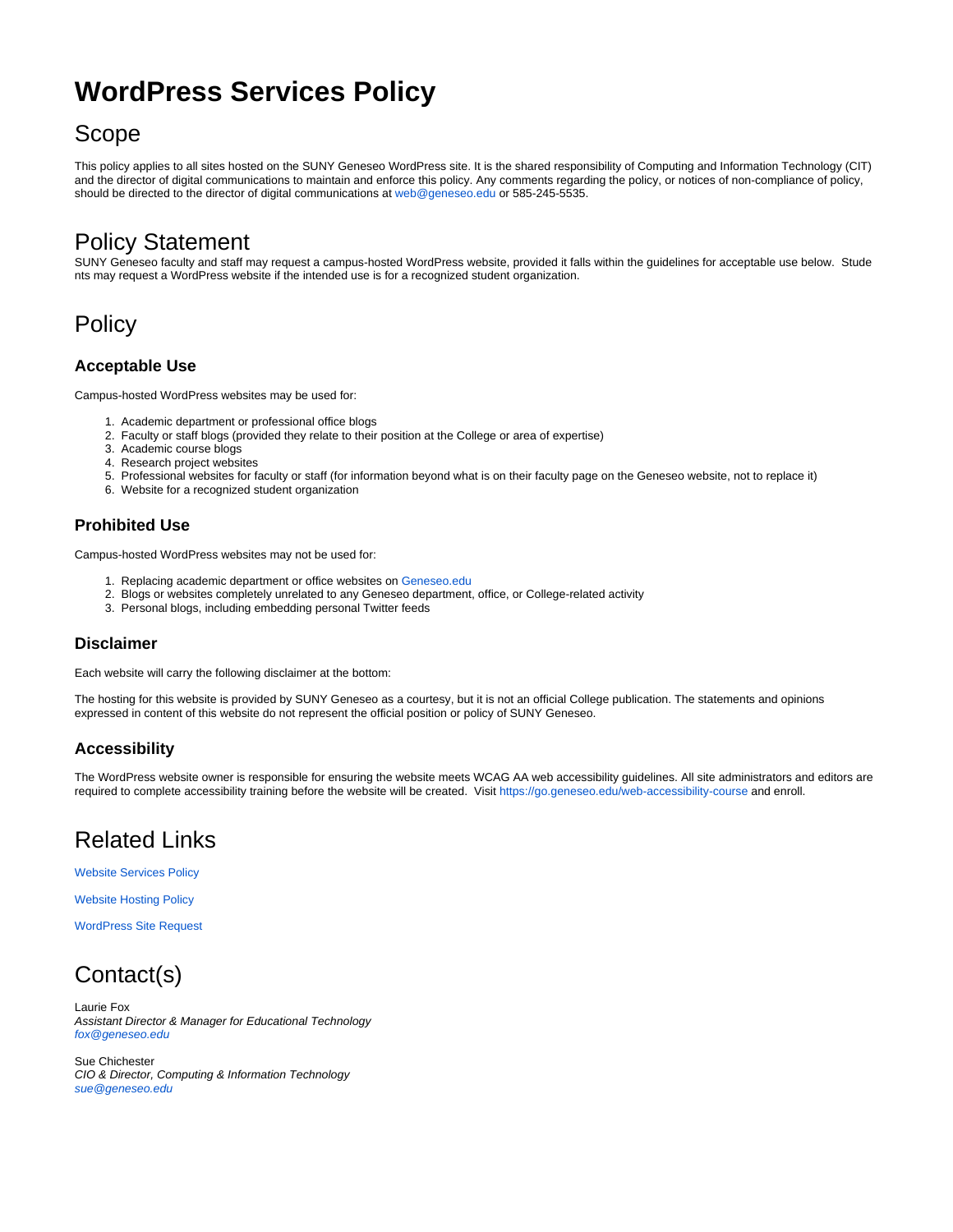# WordPress Services Policy

## Scope

This policy applies to all sites hosted on the SUNY Geneseo WordPress site. It is the shared responsibility of Computing and Information Technology (CIT) and the director of digital communications to maintain and enforce this policy. Any comments regarding the policy, or notices of non-compliance of policy, should be directed to the director of digital communications at web@geneseo.edu or 585-245-5535.

## Policy Statement

SUNY Geneseo faculty and staff may request a campus-hosted WordPress website, provided it falls within the guidelines for acceptable use below. Students may request a WordPress website if the intended use is for a recognized student organization.

## Policy

### Acceptable Use

Campus-hosted WordPress websites may be used for:

1. Academic department or professional office blogs
2. Faculty or staff blogs (provided they relate to their position at the College or area of expertise)
3. Academic course blogs
4. Research project websites
5. Professional websites for faculty or staff (for information beyond what is on their faculty page on the Geneseo website, not to replace it)
6. Website for a recognized student organization

### Prohibited Use

Campus-hosted WordPress websites may not be used for:

1. Replacing academic department or office websites on Geneseo.edu
2. Blogs or websites completely unrelated to any Geneseo department, office, or College-related activity
3. Personal blogs, including embedding personal Twitter feeds

### Disclaimer

Each website will carry the following disclaimer at the bottom:

The hosting for this website is provided by SUNY Geneseo as a courtesy, but it is not an official College publication. The statements and opinions expressed in content of this website do not represent the official position or policy of SUNY Geneseo.

### Accessibility

The WordPress website owner is responsible for ensuring the website meets WCAG AA web accessibility guidelines. All site administrators and editors are required to complete accessibility training before the website will be created. Visit https://go.geneseo.edu/web-accessibility-course and enroll.

## Related Links

Website Services Policy

Website Hosting Policy

WordPress Site Request

## Contact(s)

Laurie Fox
*Assistant Director & Manager for Educational Technology*
*fox@geneseo.edu*

Sue Chichester
*CIO & Director, Computing & Information Technology*
*sue@geneseo.edu*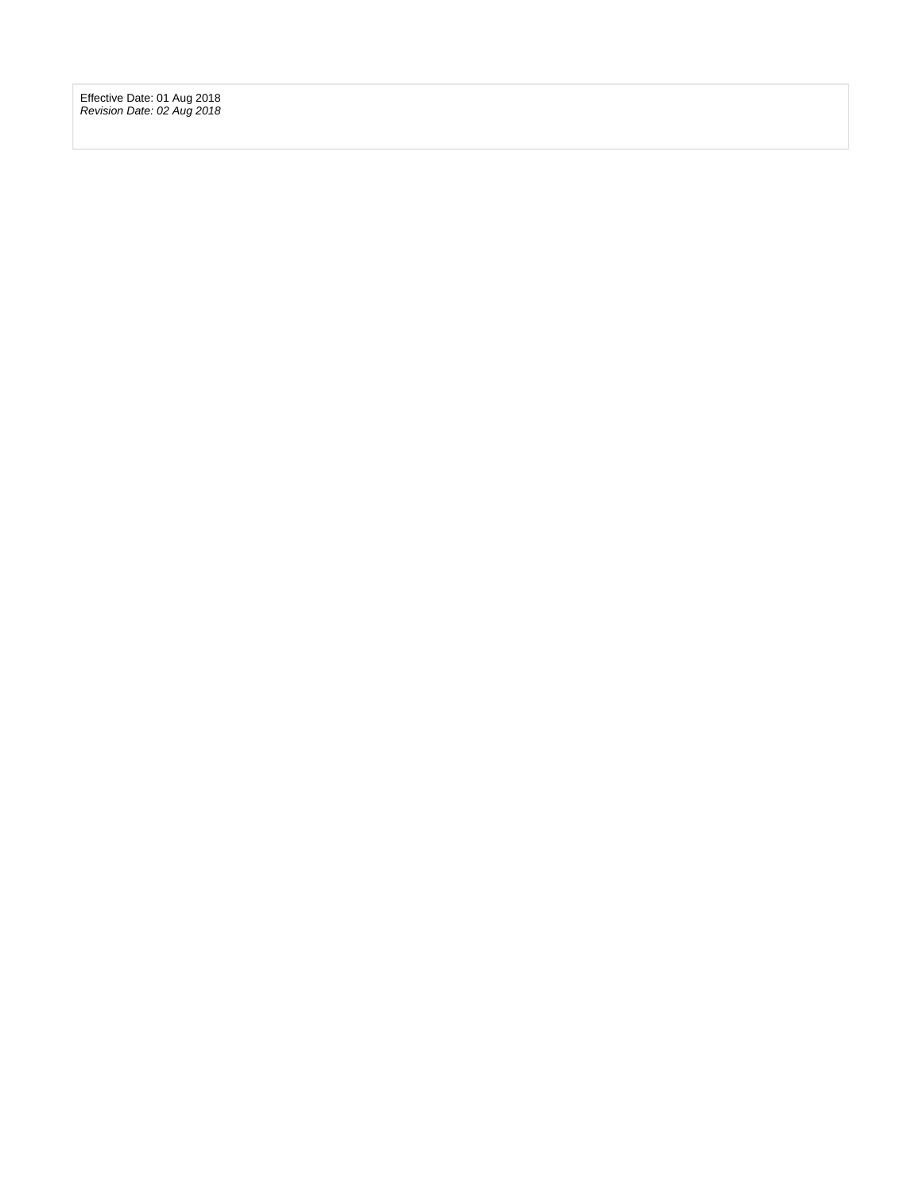Effective Date: 01 Aug 2018
*Revision Date: 02 Aug 2018*